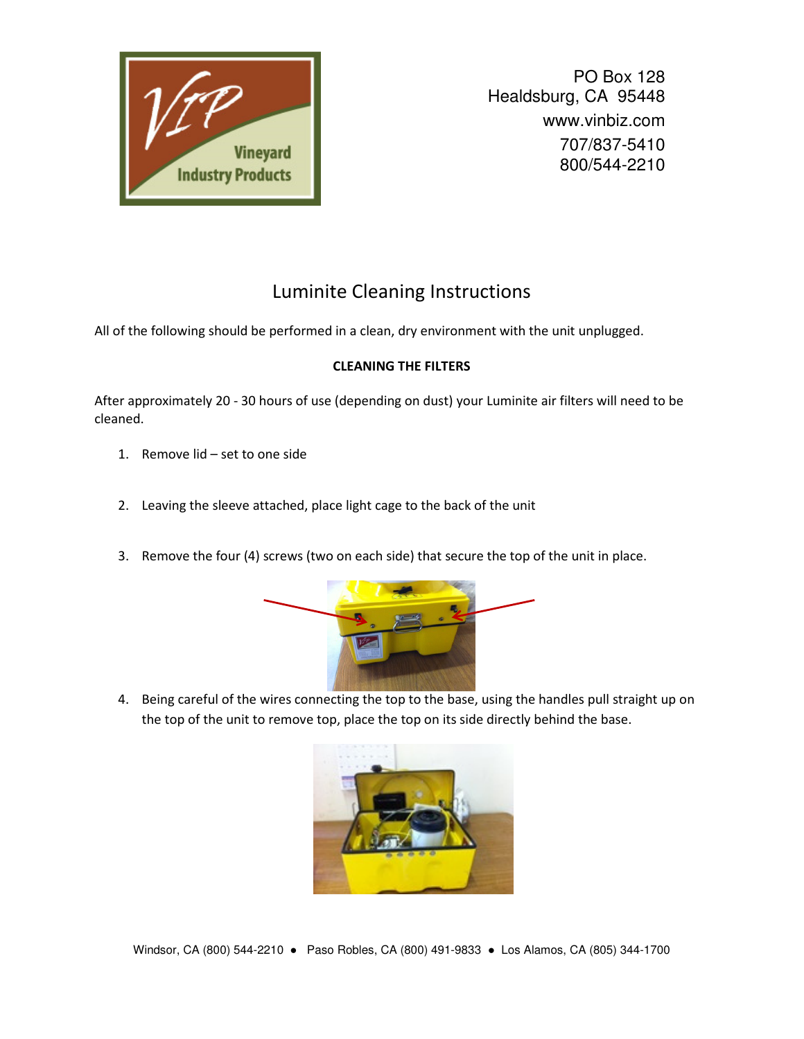PO Box 128
Healdsburg, CA 95448
www.vinbiz.com
707/837-5410
800/544-2210

# Luminite Cleaning Instructions

All of the following should be performed in a clean, dry environment with the unit unplugged.

**CLEANING THE FILTERS**

After approximately 20 - 30 hours of use (depending on dust) your Luminite air filters will need to be cleaned.

1. Remove lid – set to one side
2. Leaving the sleeve attached, place light cage to the back of the unit
3. Remove the four (4) screws (two on each side) that secure the top of the unit in place.
4. Being careful of the wires connecting the top to the base, using the handles pull straight up on the top of the unit to remove top, place the top on its side directly behind the base.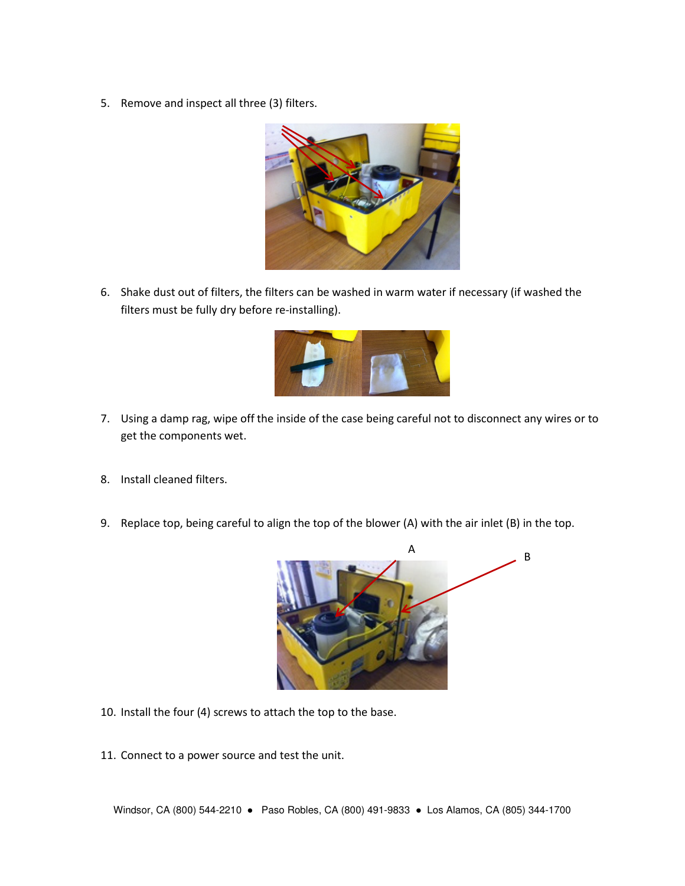5. Remove and inspect all three (3) filters.

6. Shake dust out of filters, the filters can be washed in warm water if necessary (if washed the filters must be fully dry before re-installing).

7. Using a damp rag, wipe off the inside of the case being careful not to disconnect any wires or to get the components wet.

8. Install cleaned filters.

9. Replace top, being careful to align the top of the blower (A) with the air inlet (B) in the top.

10. Install the four (4) screws to attach the top to the base.

11. Connect to a power source and test the unit.

Windsor, CA (800) 544-2210 ● Paso Robles, CA (800) 491-9833 ● Los Alamos, CA (805) 344-1700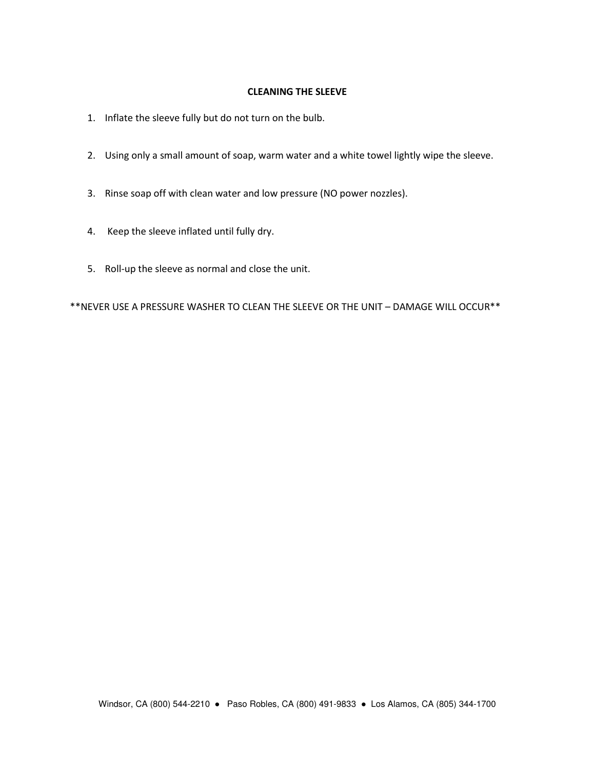**CLEANING THE SLEEVE**

1. Inflate the sleeve fully but do not turn on the bulb.

2. Using only a small amount of soap, warm water and a white towel lightly wipe the sleeve.

3. Rinse soap off with clean water and low pressure (NO power nozzles).

4. Keep the sleeve inflated until fully dry.

5. Roll-up the sleeve as normal and close the unit.

**NEVER USE A PRESSURE WASHER TO CLEAN THE SLEEVE OR THE UNIT – DAMAGE WILL OCCUR**